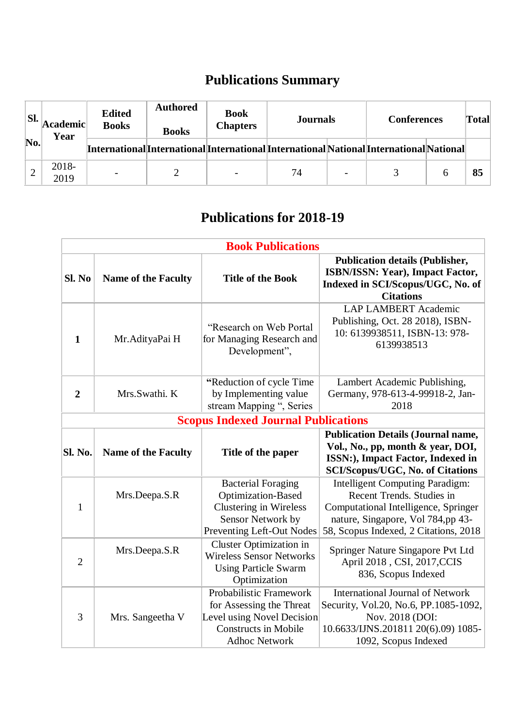# Publications Summary

| Sl. No. | Academic Year | Edited Books | Authored Books | Book Chapters | Journals | | Conferences | | Total |
|---|---|---|---|---|---|---|---|---|---|
| | | International | International | International | International | National | International | National | |
| 2 | 2018-2019 | - | 2 | - | 74 | - | 3 | 6 | **85** |

# Publications for 2018-19

| **Book Publications** | | | |
|---|---|---|---|
| **Sl. No** | **Name of the Faculty** | **Title of the Book** | **Publication details (Publisher, ISBN/ISSN: Year), Impact Factor, Indexed in SCI/Scopus/UGC, No. of Citations** |
| **1** | Mr.AdityaPai H | "Research on Web Portal for Managing Research and Development", | LAP LAMBERT Academic Publishing, Oct. 28 2018), ISBN-10: 6139938511, ISBN-13: 978-6139938513 |
| **2** | Mrs.Swathi. K | **"**Reduction of cycle Time by Implementing value stream Mapping ", Series | Lambert Academic Publishing, Germany, 978-613-4-99918-2, Jan-2018 |
| **Scopus Indexed Journal Publications** | | | |
| **Sl. No.** | **Name of the Faculty** | **Title of the paper** | **Publication Details (Journal name, Vol., No., pp, month & year, DOI, ISSN:), Impact Factor, Indexed in SCI/Scopus/UGC, No. of Citations** |
| 1 | Mrs.Deepa.S.R | Bacterial Foraging Optimization-Based Clustering in Wireless Sensor Network by Preventing Left-Out Nodes | Intelligent Computing Paradigm: Recent Trends. Studies in Computational Intelligence, Springer nature, Singapore, Vol 784,pp 43-58, Scopus Indexed, 2 Citations, 2018 |
| 2 | Mrs.Deepa.S.R | Cluster Optimization in Wireless Sensor Networks Using Particle Swarm Optimization | Springer Nature Singapore Pvt Ltd April 2018 , CSI, 2017,CCIS 836, Scopus Indexed |
| 3 | Mrs. Sangeetha V | Probabilistic Framework for Assessing the Threat Level using Novel Decision Constructs in Mobile Adhoc Network | International Journal of Network Security, Vol.20, No.6, PP.1085-1092, Nov. 2018 (DOI: 10.6633/IJNS.201811 20(6).09) 1085-1092, Scopus Indexed |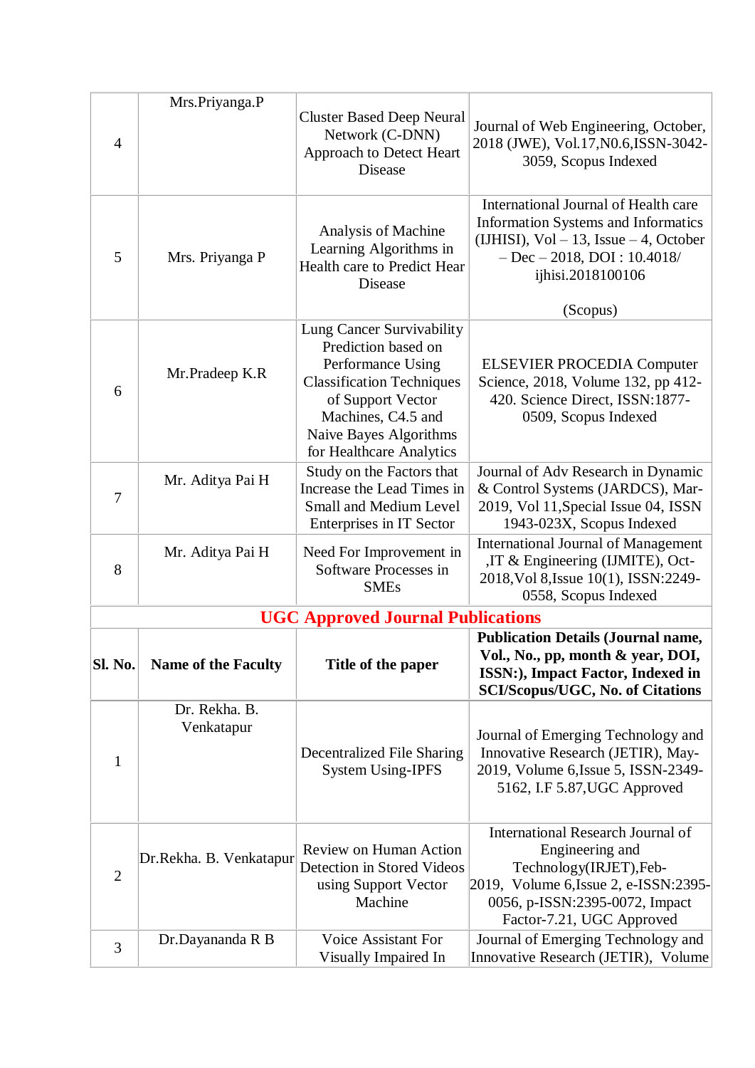| | | | |
|---|---|---|---|
| 4 | Mrs.Priyanga.P | Cluster Based Deep Neural Network (C-DNN) Approach to Detect Heart Disease | Journal of Web Engineering, October, 2018 (JWE), Vol.17,N0.6,ISSN-3042-3059, Scopus Indexed |
| 5 | Mrs. Priyanga P | Analysis of Machine Learning Algorithms in Health care to Predict Hear Disease | International Journal of Health care Information Systems and Informatics (IJHISI), Vol – 13, Issue – 4, October – Dec – 2018, DOI : 10.4018/ ijhisi.2018100106<br><br>(Scopus) |
| 6 | Mr.Pradeep K.R | Lung Cancer Survivability Prediction based on Performance Using Classification Techniques of Support Vector Machines, C4.5 and Naive Bayes Algorithms for Healthcare Analytics | ELSEVIER PROCEDIA Computer Science, 2018, Volume 132, pp 412-420. Science Direct, ISSN:1877-0509, Scopus Indexed |
| 7 | Mr. Aditya Pai H | Study on the Factors that Increase the Lead Times in Small and Medium Level Enterprises in IT Sector | Journal of Adv Research in Dynamic & Control Systems (JARDCS), Mar-2019, Vol 11,Special Issue 04, ISSN 1943-023X, Scopus Indexed |
| 8 | Mr. Aditya Pai H | Need For Improvement in Software Processes in SMEs | International Journal of Management ,IT & Engineering (IJMITE), Oct-2018,Vol 8,Issue 10(1), ISSN:2249-0558, Scopus Indexed |

## UGC Approved Journal Publications

| Sl. No. | Name of the Faculty | Title of the paper | Publication Details (Journal name, Vol., No., pp, month & year, DOI, ISSN:), Impact Factor, Indexed in SCI/Scopus/UGC, No. of Citations |
|---|---|---|---|
| 1 | Dr. Rekha. B. Venkatapur | Decentralized File Sharing System Using-IPFS | Journal of Emerging Technology and Innovative Research (JETIR), May-2019, Volume 6,Issue 5, ISSN-2349-5162, I.F 5.87,UGC Approved |
| 2 | Dr.Rekha. B. Venkatapur | Review on Human Action Detection in Stored Videos using Support Vector Machine | International Research Journal of Engineering and Technology(IRJET),Feb-2019, Volume 6,Issue 2, e-ISSN:2395-0056, p-ISSN:2395-0072, Impact Factor-7.21, UGC Approved |
| 3 | Dr.Dayananda R B | Voice Assistant For Visually Impaired In | Journal of Emerging Technology and Innovative Research (JETIR), Volume |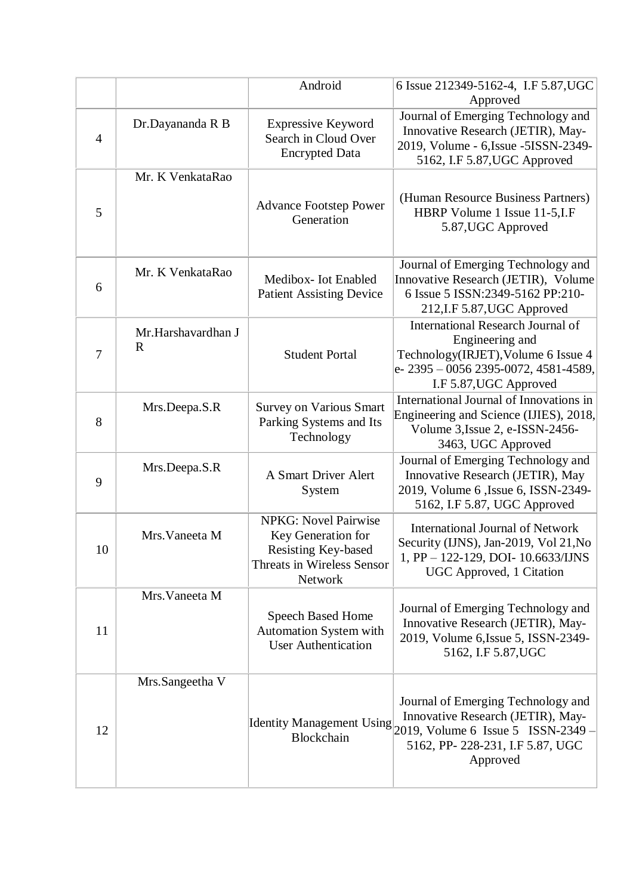|  |  | Android | 6 Issue 212349-5162-4, I.F 5.87,UGC Approved |
|---|---|---|---|
| 4 | Dr.Dayananda R B | Expressive Keyword Search in Cloud Over Encrypted Data | Journal of Emerging Technology and Innovative Research (JETIR), May-2019, Volume - 6,Issue -5ISSN-2349-5162, I.F 5.87,UGC Approved |
| 5 | Mr. K VenkataRao | Advance Footstep Power Generation | (Human Resource Business Partners) HBRP Volume 1 Issue 11-5,I.F 5.87,UGC Approved |
| 6 | Mr. K VenkataRao | Medibox- Iot Enabled Patient Assisting Device | Journal of Emerging Technology and Innovative Research (JETIR), Volume 6 Issue 5 ISSN:2349-5162 PP:210-212,I.F 5.87,UGC Approved |
| 7 | Mr.Harshavardhan J R | Student Portal | International Research Journal of Engineering and Technology(IRJET),Volume 6 Issue 4 e- 2395 – 0056 2395-0072, 4581-4589, I.F 5.87,UGC Approved |
| 8 | Mrs.Deepa.S.R | Survey on Various Smart Parking Systems and Its Technology | International Journal of Innovations in Engineering and Science (IJIES), 2018, Volume 3,Issue 2, e-ISSN-2456-3463, UGC Approved |
| 9 | Mrs.Deepa.S.R | A Smart Driver Alert System | Journal of Emerging Technology and Innovative Research (JETIR), May 2019, Volume 6 ,Issue 6, ISSN-2349-5162, I.F 5.87, UGC Approved |
| 10 | Mrs.Vaneeta M | NPKG: Novel Pairwise Key Generation for Resisting Key-based Threats in Wireless Sensor Network | International Journal of Network Security (IJNS), Jan-2019, Vol 21,No 1, PP – 122-129, DOI- 10.6633/IJNS UGC Approved, 1 Citation |
| 11 | Mrs.Vaneeta M | Speech Based Home Automation System with User Authentication | Journal of Emerging Technology and Innovative Research (JETIR), May-2019, Volume 6,Issue 5, ISSN-2349-5162, I.F 5.87,UGC |
| 12 | Mrs.Sangeetha V | Identity Management Using Blockchain | Journal of Emerging Technology and Innovative Research (JETIR), May-2019, Volume 6 Issue 5 ISSN-2349 – 5162, PP- 228-231, I.F 5.87, UGC Approved |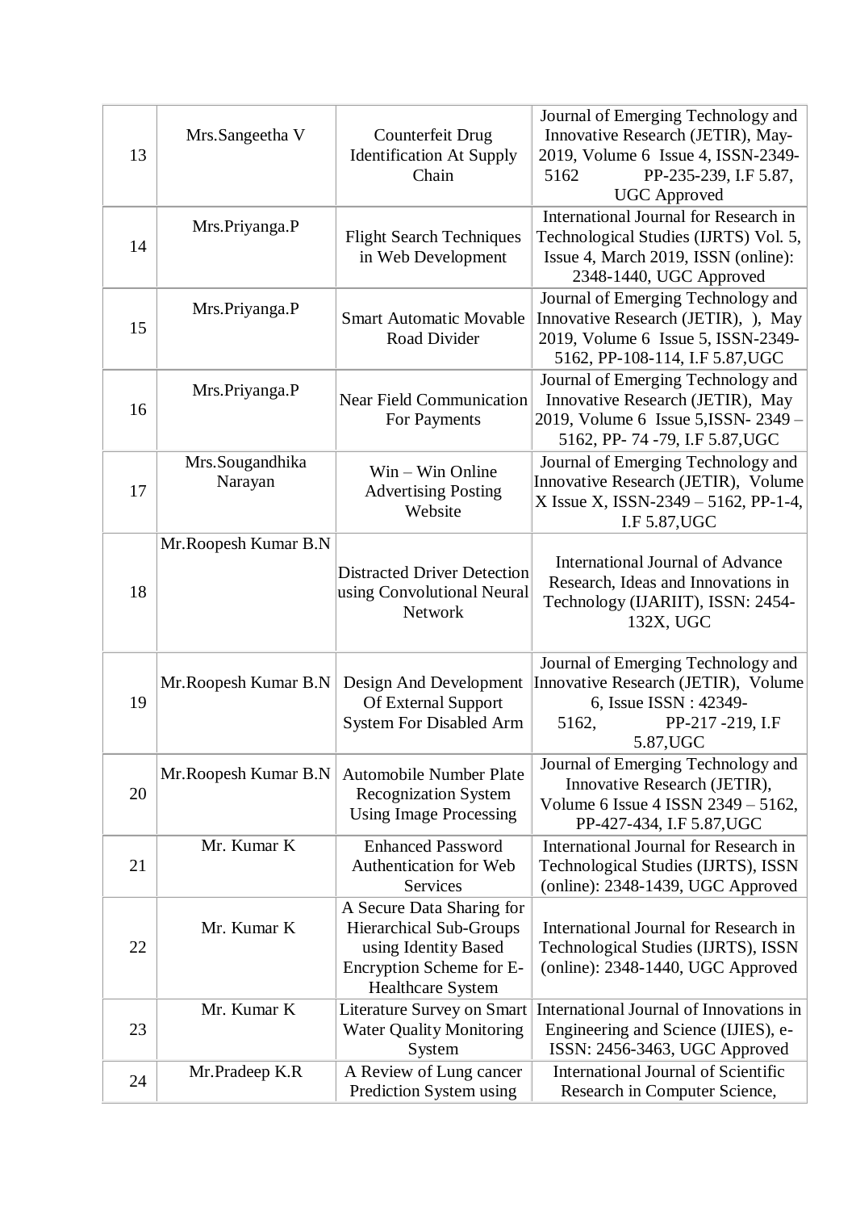| 13 | Mrs.Sangeetha V | Counterfeit Drug Identification At Supply Chain | Journal of Emerging Technology and Innovative Research (JETIR), May-2019, Volume 6 Issue 4, ISSN-2349-5162 PP-235-239, I.F 5.87, UGC Approved |
|---|---|---|---|
| 14 | Mrs.Priyanga.P | Flight Search Techniques in Web Development | International Journal for Research in Technological Studies (IJRTS) Vol. 5, Issue 4, March 2019, ISSN (online): 2348-1440, UGC Approved |
| 15 | Mrs.Priyanga.P | Smart Automatic Movable Road Divider | Journal of Emerging Technology and Innovative Research (JETIR), ), May 2019, Volume 6 Issue 5, ISSN-2349-5162, PP-108-114, I.F 5.87,UGC |
| 16 | Mrs.Priyanga.P | Near Field Communication For Payments | Journal of Emerging Technology and Innovative Research (JETIR), May 2019, Volume 6 Issue 5,ISSN- 2349 – 5162, PP- 74 -79, I.F 5.87,UGC |
| 17 | Mrs.Sougandhika Narayan | Win – Win Online Advertising Posting Website | Journal of Emerging Technology and Innovative Research (JETIR), Volume X Issue X, ISSN-2349 – 5162, PP-1-4, I.F 5.87,UGC |
| 18 | Mr.Roopesh Kumar B.N | Distracted Driver Detection using Convolutional Neural Network | International Journal of Advance Research, Ideas and Innovations in Technology (IJARIIT), ISSN: 2454-132X, UGC |
| 19 | Mr.Roopesh Kumar B.N | Design And Development Of External Support System For Disabled Arm | Journal of Emerging Technology and Innovative Research (JETIR), Volume 6, Issue ISSN : 42349-5162, PP-217 -219, I.F 5.87,UGC |
| 20 | Mr.Roopesh Kumar B.N | Automobile Number Plate Recognization System Using Image Processing | Journal of Emerging Technology and Innovative Research (JETIR), Volume 6 Issue 4 ISSN 2349 – 5162, PP-427-434, I.F 5.87,UGC |
| 21 | Mr. Kumar K | Enhanced Password Authentication for Web Services | International Journal for Research in Technological Studies (IJRTS), ISSN (online): 2348-1439, UGC Approved |
| 22 | Mr. Kumar K | A Secure Data Sharing for Hierarchical Sub-Groups using Identity Based Encryption Scheme for E-Healthcare System | International Journal for Research in Technological Studies (IJRTS), ISSN (online): 2348-1440, UGC Approved |
| 23 | Mr. Kumar K | Literature Survey on Smart Water Quality Monitoring System | International Journal of Innovations in Engineering and Science (IJIES), e-ISSN: 2456-3463, UGC Approved |
| 24 | Mr.Pradeep K.R | A Review of Lung cancer Prediction System using | International Journal of Scientific Research in Computer Science, |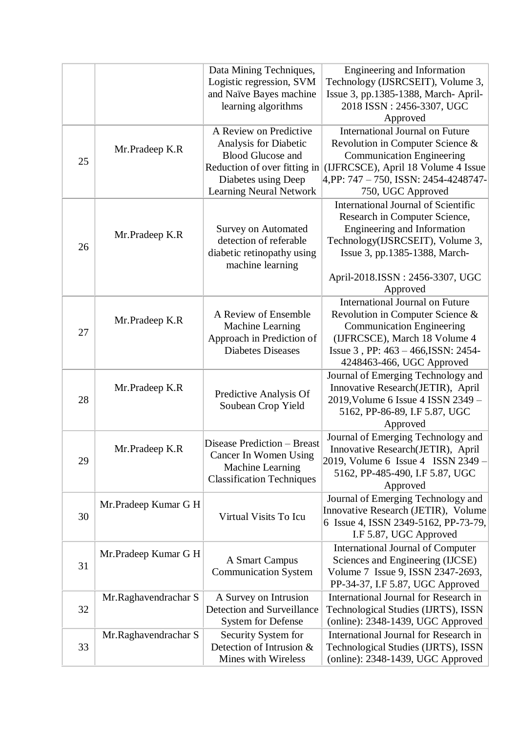| | | | |
|---|---|---|---|
| | | Data Mining Techniques, Logistic regression, SVM and Naïve Bayes machine learning algorithms | Engineering and Information Technology (IJSRCSEIT), Volume 3, Issue 3, pp.1385-1388, March- April-2018 ISSN : 2456-3307, UGC Approved |
| 25 | Mr.Pradeep K.R | A Review on Predictive Analysis for Diabetic Blood Glucose and Reduction of over fitting in Diabetes using Deep Learning Neural Network | International Journal on Future Revolution in Computer Science & Communication Engineering (IJFRCSCE), April 18 Volume 4 Issue 4,PP: 747 – 750, ISSN: 2454-4248747-750, UGC Approved |
| 26 | Mr.Pradeep K.R | Survey on Automated detection of referable diabetic retinopathy using machine learning | International Journal of Scientific Research in Computer Science, Engineering and Information Technology(IJSRCSEIT), Volume 3, Issue 3, pp.1385-1388, March-April-2018.ISSN : 2456-3307, UGC Approved |
| 27 | Mr.Pradeep K.R | A Review of Ensemble Machine Learning Approach in Prediction of Diabetes Diseases | International Journal on Future Revolution in Computer Science & Communication Engineering (IJFRCSCE), March 18 Volume 4 Issue 3 , PP: 463 – 466,ISSN: 2454-4248463-466, UGC Approved |
| 28 | Mr.Pradeep K.R | Predictive Analysis Of Soubean Crop Yield | Journal of Emerging Technology and Innovative Research(JETIR), April 2019,Volume 6 Issue 4 ISSN 2349 – 5162, PP-86-89, I.F 5.87, UGC Approved |
| 29 | Mr.Pradeep K.R | Disease Prediction – Breast Cancer In Women Using Machine Learning Classification Techniques | Journal of Emerging Technology and Innovative Research(JETIR), April 2019, Volume 6 Issue 4 ISSN 2349 – 5162, PP-485-490, I.F 5.87, UGC Approved |
| 30 | Mr.Pradeep Kumar G H | Virtual Visits To Icu | Journal of Emerging Technology and Innovative Research (JETIR), Volume 6 Issue 4, ISSN 2349-5162, PP-73-79, I.F 5.87, UGC Approved |
| 31 | Mr.Pradeep Kumar G H | A Smart Campus Communication System | International Journal of Computer Sciences and Engineering (IJCSE) Volume 7 Issue 9, ISSN 2347-2693, PP-34-37, I.F 5.87, UGC Approved |
| 32 | Mr.Raghavendrachar S | A Survey on Intrusion Detection and Surveillance System for Defense | International Journal for Research in Technological Studies (IJRTS), ISSN (online): 2348-1439, UGC Approved |
| 33 | Mr.Raghavendrachar S | Security System for Detection of Intrusion & Mines with Wireless | International Journal for Research in Technological Studies (IJRTS), ISSN (online): 2348-1439, UGC Approved |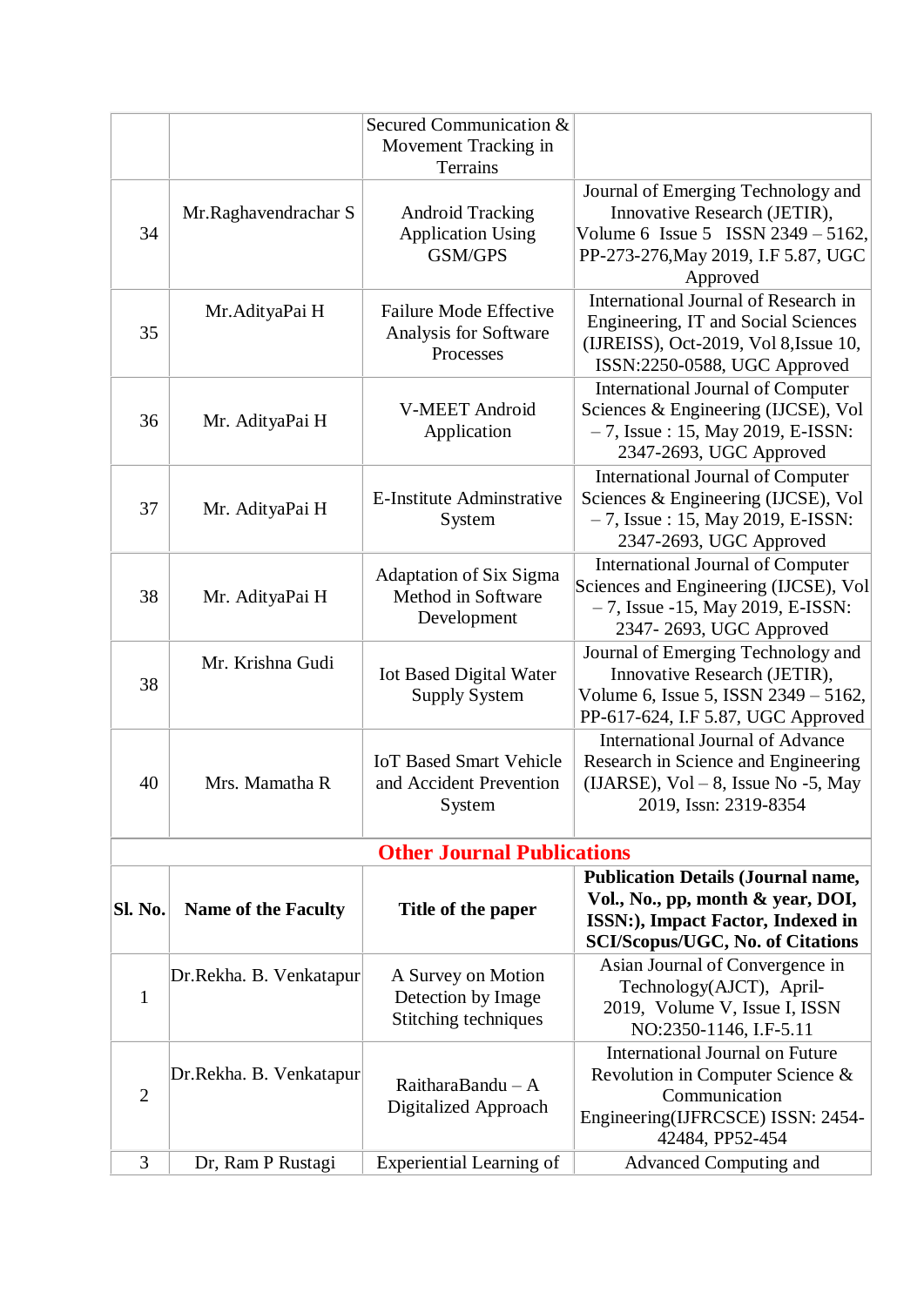|  |  | Secured Communication & Movement Tracking in Terrains |  |
|---|---|---|---|
| 34 | Mr.Raghavendrachar S | Android Tracking Application Using GSM/GPS | Journal of Emerging Technology and Innovative Research (JETIR), Volume 6 Issue 5 ISSN 2349 – 5162, PP-273-276,May 2019, I.F 5.87, UGC Approved |
| 35 | Mr.AdityaPai H | Failure Mode Effective Analysis for Software Processes | International Journal of Research in Engineering, IT and Social Sciences (IJREISS), Oct-2019, Vol 8,Issue 10, ISSN:2250-0588, UGC Approved |
| 36 | Mr. AdityaPai H | V-MEET Android Application | International Journal of Computer Sciences & Engineering (IJCSE), Vol – 7, Issue : 15, May 2019, E-ISSN: 2347-2693, UGC Approved |
| 37 | Mr. AdityaPai H | E-Institute Adminstrative System | International Journal of Computer Sciences & Engineering (IJCSE), Vol – 7, Issue : 15, May 2019, E-ISSN: 2347-2693, UGC Approved |
| 38 | Mr. AdityaPai H | Adaptation of Six Sigma Method in Software Development | International Journal of Computer Sciences and Engineering (IJCSE), Vol – 7, Issue -15, May 2019, E-ISSN: 2347- 2693, UGC Approved |
| 38 | Mr. Krishna Gudi | Iot Based Digital Water Supply System | Journal of Emerging Technology and Innovative Research (JETIR), Volume 6, Issue 5, ISSN 2349 – 5162, PP-617-624, I.F 5.87, UGC Approved |
| 40 | Mrs. Mamatha R | IoT Based Smart Vehicle and Accident Prevention System | International Journal of Advance Research in Science and Engineering (IJARSE), Vol – 8, Issue No -5, May 2019, Issn: 2319-8354 |

## Other Journal Publications

| Sl. No. | Name of the Faculty | Title of the paper | Publication Details (Journal name, Vol., No., pp, month & year, DOI, ISSN:), Impact Factor, Indexed in SCI/Scopus/UGC, No. of Citations |
|---|---|---|---|
| 1 | Dr.Rekha. B. Venkatapur | A Survey on Motion Detection by Image Stitching techniques | Asian Journal of Convergence in Technology(AJCT), April-2019, Volume V, Issue I, ISSN NO:2350-1146, I.F-5.11 |
| 2 | Dr.Rekha. B. Venkatapur | RaitharaBandu – A Digitalized Approach | International Journal on Future Revolution in Computer Science & Communication Engineering(IJFRCSCE) ISSN: 2454-42484, PP52-454 |
| 3 | Dr, Ram P Rustagi | Experiential Learning of | Advanced Computing and |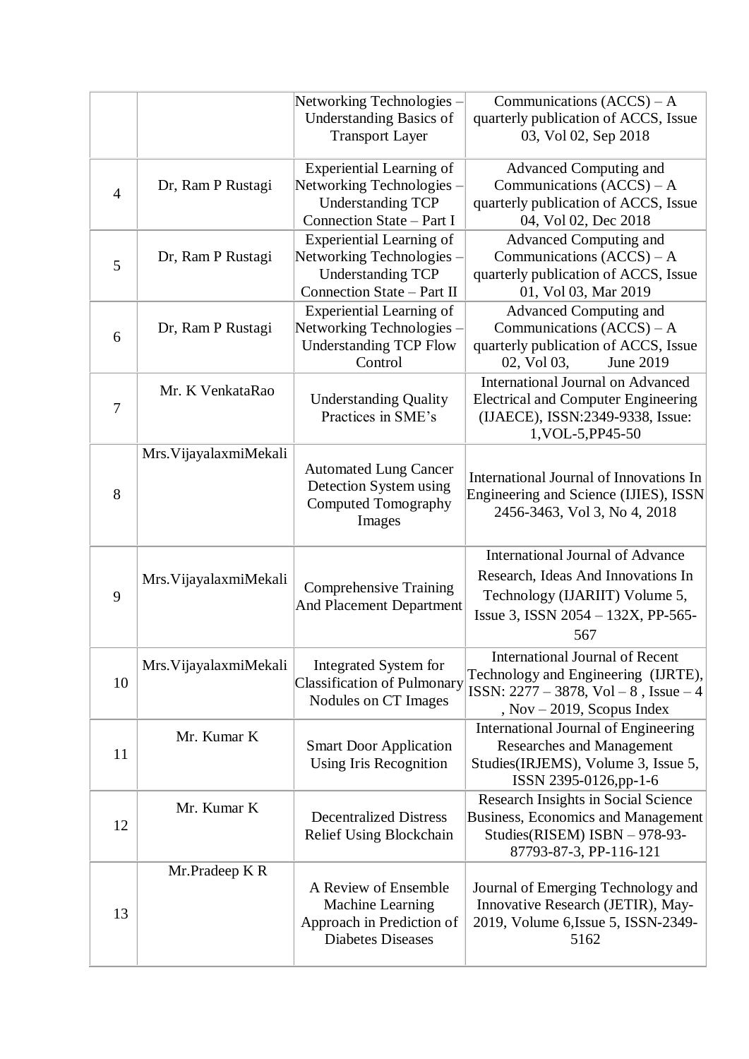| | | | |
|---|---|---|---|
| | | Networking Technologies – Understanding Basics of Transport Layer | Communications (ACCS) – A quarterly publication of ACCS, Issue 03, Vol 02, Sep 2018 |
| 4 | Dr, Ram P Rustagi | Experiential Learning of Networking Technologies – Understanding TCP Connection State – Part I | Advanced Computing and Communications (ACCS) – A quarterly publication of ACCS, Issue 04, Vol 02, Dec 2018 |
| 5 | Dr, Ram P Rustagi | Experiential Learning of Networking Technologies – Understanding TCP Connection State – Part II | Advanced Computing and Communications (ACCS) – A quarterly publication of ACCS, Issue 01, Vol 03, Mar 2019 |
| 6 | Dr, Ram P Rustagi | Experiential Learning of Networking Technologies – Understanding TCP Flow Control | Advanced Computing and Communications (ACCS) – A quarterly publication of ACCS, Issue 02, Vol 03, June 2019 |
| 7 | Mr. K VenkataRao | Understanding Quality Practices in SME's | International Journal on Advanced Electrical and Computer Engineering (IJAECE), ISSN:2349-9338, Issue: 1,VOL-5,PP45-50 |
| 8 | Mrs.VijayalaxmiMekali | Automated Lung Cancer Detection System using Computed Tomography Images | International Journal of Innovations In Engineering and Science (IJIES), ISSN 2456-3463, Vol 3, No 4, 2018 |
| 9 | Mrs.VijayalaxmiMekali | Comprehensive Training And Placement Department | International Journal of Advance Research, Ideas And Innovations In Technology (IJARIIT) Volume 5, Issue 3, ISSN 2054 – 132X, PP-565-567 |
| 10 | Mrs.VijayalaxmiMekali | Integrated System for Classification of Pulmonary Nodules on CT Images | International Journal of Recent Technology and Engineering (IJRTE), ISSN: 2277 – 3878, Vol – 8 , Issue – 4 , Nov – 2019, Scopus Index |
| 11 | Mr. Kumar K | Smart Door Application Using Iris Recognition | International Journal of Engineering Researches and Management Studies(IRJEMS), Volume 3, Issue 5, ISSN 2395-0126,pp-1-6 |
| 12 | Mr. Kumar K | Decentralized Distress Relief Using Blockchain | Research Insights in Social Science Business, Economics and Management Studies(RISEM) ISBN – 978-93-87793-87-3, PP-116-121 |
| 13 | Mr.Pradeep K R | A Review of Ensemble Machine Learning Approach in Prediction of Diabetes Diseases | Journal of Emerging Technology and Innovative Research (JETIR), May-2019, Volume 6,Issue 5, ISSN-2349-5162 |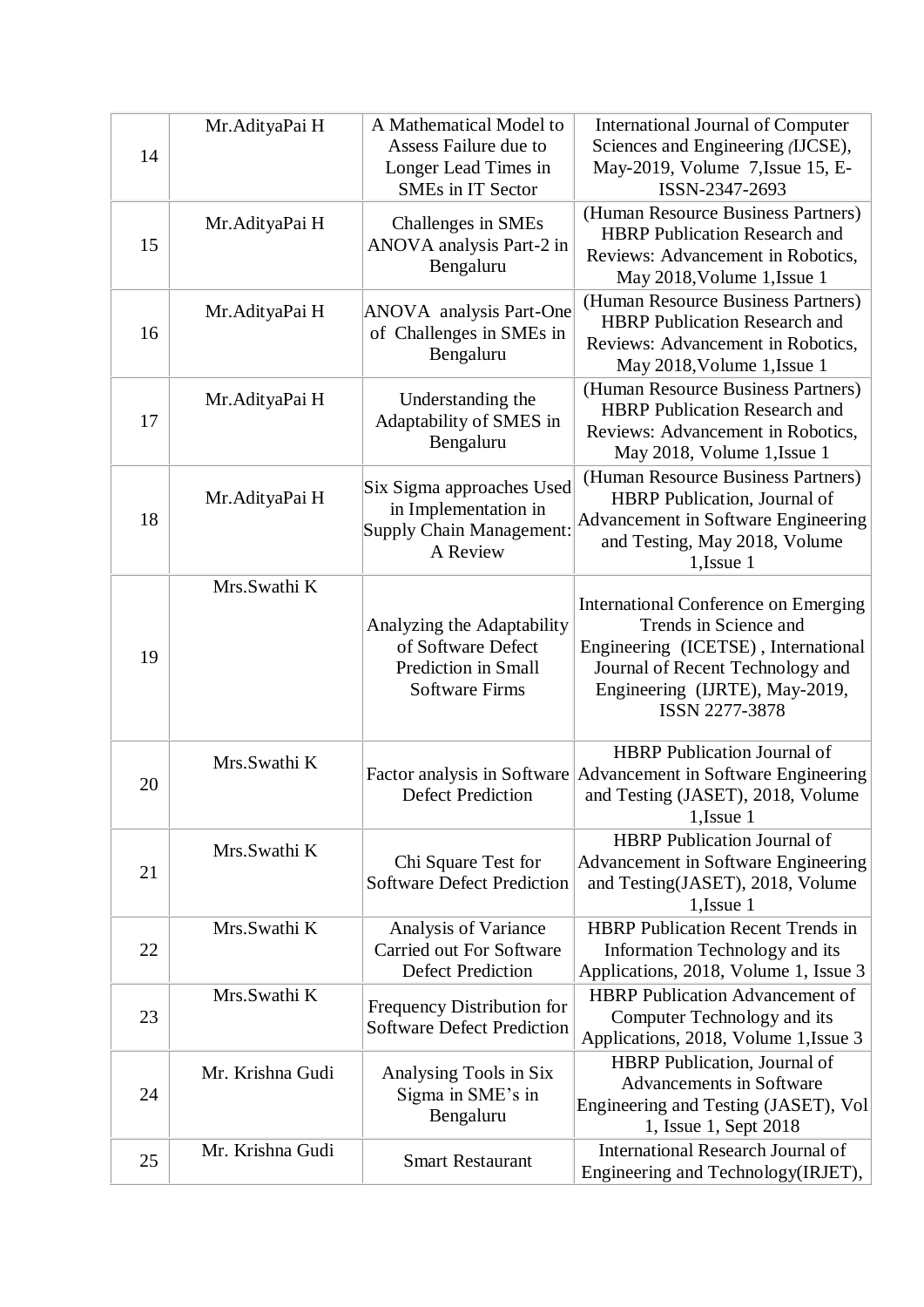| 14 | Mr.AdityaPai H | A Mathematical Model to Assess Failure due to Longer Lead Times in SMEs in IT Sector | International Journal of Computer Sciences and Engineering (IJCSE), May-2019, Volume 7,Issue 15, E-ISSN-2347-2693 |
|---|---|---|---|
| 15 | Mr.AdityaPai H | Challenges in SMEs ANOVA analysis Part-2 in Bengaluru | (Human Resource Business Partners) HBRP Publication Research and Reviews: Advancement in Robotics, May 2018,Volume 1,Issue 1 |
| 16 | Mr.AdityaPai H | ANOVA analysis Part-One of Challenges in SMEs in Bengaluru | (Human Resource Business Partners) HBRP Publication Research and Reviews: Advancement in Robotics, May 2018,Volume 1,Issue 1 |
| 17 | Mr.AdityaPai H | Understanding the Adaptability of SMES in Bengaluru | (Human Resource Business Partners) HBRP Publication Research and Reviews: Advancement in Robotics, May 2018, Volume 1,Issue 1 |
| 18 | Mr.AdityaPai H | Six Sigma approaches Used in Implementation in Supply Chain Management: A Review | (Human Resource Business Partners) HBRP Publication, Journal of Advancement in Software Engineering and Testing, May 2018, Volume 1,Issue 1 |
| 19 | Mrs.Swathi K | Analyzing the Adaptability of Software Defect Prediction in Small Software Firms | International Conference on Emerging Trends in Science and Engineering (ICETSE) , International Journal of Recent Technology and Engineering (IJRTE), May-2019, ISSN 2277-3878 |
| 20 | Mrs.Swathi K | Factor analysis in Software Defect Prediction | HBRP Publication Journal of Advancement in Software Engineering and Testing (JASET), 2018, Volume 1,Issue 1 |
| 21 | Mrs.Swathi K | Chi Square Test for Software Defect Prediction | HBRP Publication Journal of Advancement in Software Engineering and Testing(JASET), 2018, Volume 1,Issue 1 |
| 22 | Mrs.Swathi K | Analysis of Variance Carried out For Software Defect Prediction | HBRP Publication Recent Trends in Information Technology and its Applications, 2018, Volume 1, Issue 3 |
| 23 | Mrs.Swathi K | Frequency Distribution for Software Defect Prediction | HBRP Publication Advancement of Computer Technology and its Applications, 2018, Volume 1,Issue 3 |
| 24 | Mr. Krishna Gudi | Analysing Tools in Six Sigma in SME's in Bengaluru | HBRP Publication, Journal of Advancements in Software Engineering and Testing (JASET), Vol 1, Issue 1, Sept 2018 |
| 25 | Mr. Krishna Gudi | Smart Restaurant | International Research Journal of Engineering and Technology(IRJET), |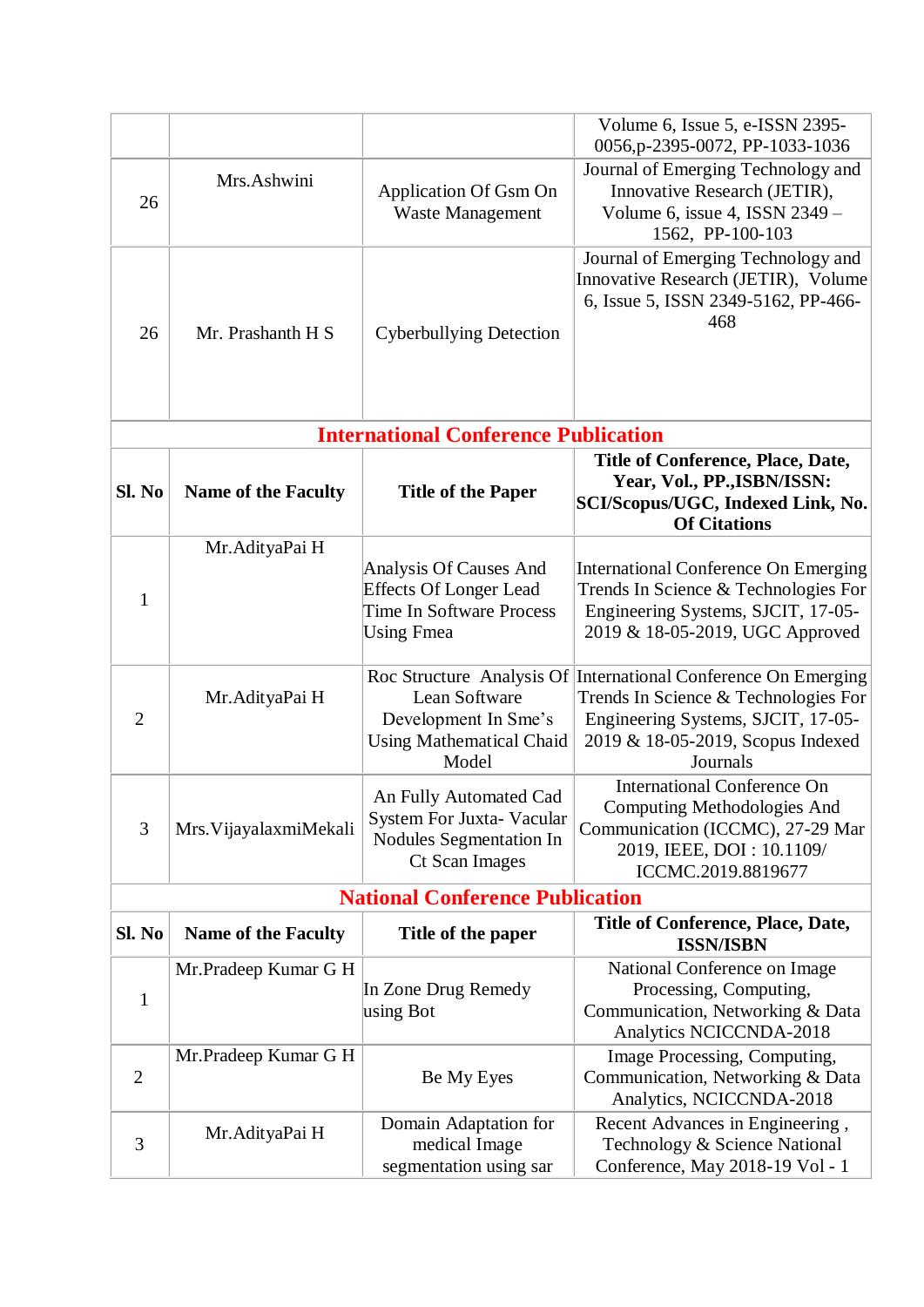| | | | Volume 6, Issue 5, e-ISSN 2395-0056,p-2395-0072, PP-1033-1036 |
|---|---|---|---|
| 26 | Mrs.Ashwini | Application Of Gsm On Waste Management | Journal of Emerging Technology and Innovative Research (JETIR), Volume 6, issue 4, ISSN 2349 – 1562, PP-100-103 |
| 26 | Mr. Prashanth H S | Cyberbullying Detection | Journal of Emerging Technology and Innovative Research (JETIR), Volume 6, Issue 5, ISSN 2349-5162, PP-466-468 |

## International Conference Publication

| Sl. No | Name of the Faculty | Title of the Paper | Title of Conference, Place, Date, Year, Vol., PP.,ISBN/ISSN: SCI/Scopus/UGC, Indexed Link, No. Of Citations |
|---|---|---|---|
| 1 | Mr.AdityaPai H | Analysis Of Causes And Effects Of Longer Lead Time In Software Process Using Fmea | International Conference On Emerging Trends In Science & Technologies For Engineering Systems, SJCIT, 17-05-2019 & 18-05-2019, UGC Approved |
| 2 | Mr.AdityaPai H | Roc Structure Analysis Of Lean Software Development In Sme's Using Mathematical Chaid Model | International Conference On Emerging Trends In Science & Technologies For Engineering Systems, SJCIT, 17-05-2019 & 18-05-2019, Scopus Indexed Journals |
| 3 | Mrs.VijayalaxmiMekali | An Fully Automated Cad System For Juxta- Vacular Nodules Segmentation In Ct Scan Images | International Conference On Computing Methodologies And Communication (ICCMC), 27-29 Mar 2019, IEEE, DOI : 10.1109/ ICCMC.2019.8819677 |

## National Conference Publication

| Sl. No | Name of the Faculty | Title of the paper | Title of Conference, Place, Date, ISSN/ISBN |
|---|---|---|---|
| 1 | Mr.Pradeep Kumar G H | In Zone Drug Remedy using Bot | National Conference on Image Processing, Computing, Communication, Networking & Data Analytics NCICCNDA-2018 |
| 2 | Mr.Pradeep Kumar G H | Be My Eyes | Image Processing, Computing, Communication, Networking & Data Analytics, NCICCNDA-2018 |
| 3 | Mr.AdityaPai H | Domain Adaptation for medical Image segmentation using sar | Recent Advances in Engineering , Technology & Science National Conference, May 2018-19 Vol - 1 |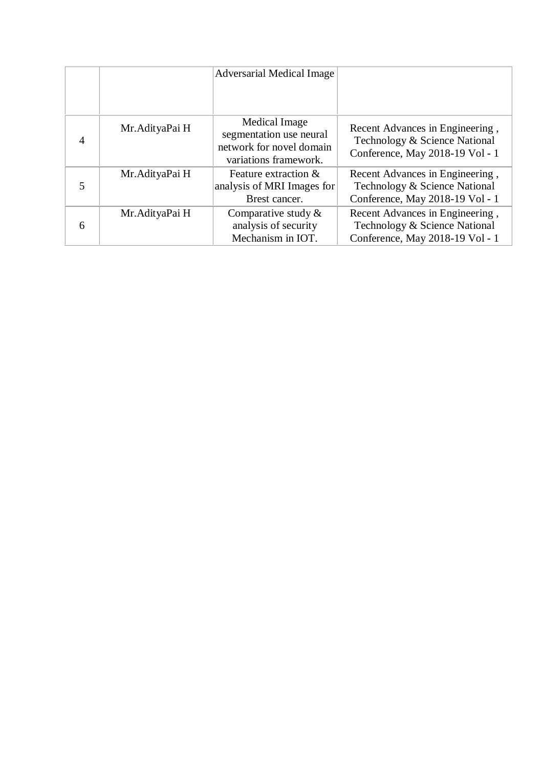| | | | |
|---|---|---|---|
| | | Adversarial Medical Image | |
| 4 | Mr.AdityaPai H | Medical Image segmentation use neural network for novel domain variations framework. | Recent Advances in Engineering , Technology & Science National Conference, May 2018-19 Vol - 1 |
| 5 | Mr.AdityaPai H | Feature extraction & analysis of MRI Images for Brest cancer. | Recent Advances in Engineering , Technology & Science National Conference, May 2018-19 Vol - 1 |
| 6 | Mr.AdityaPai H | Comparative study & analysis of security Mechanism in IOT. | Recent Advances in Engineering , Technology & Science National Conference, May 2018-19 Vol - 1 |